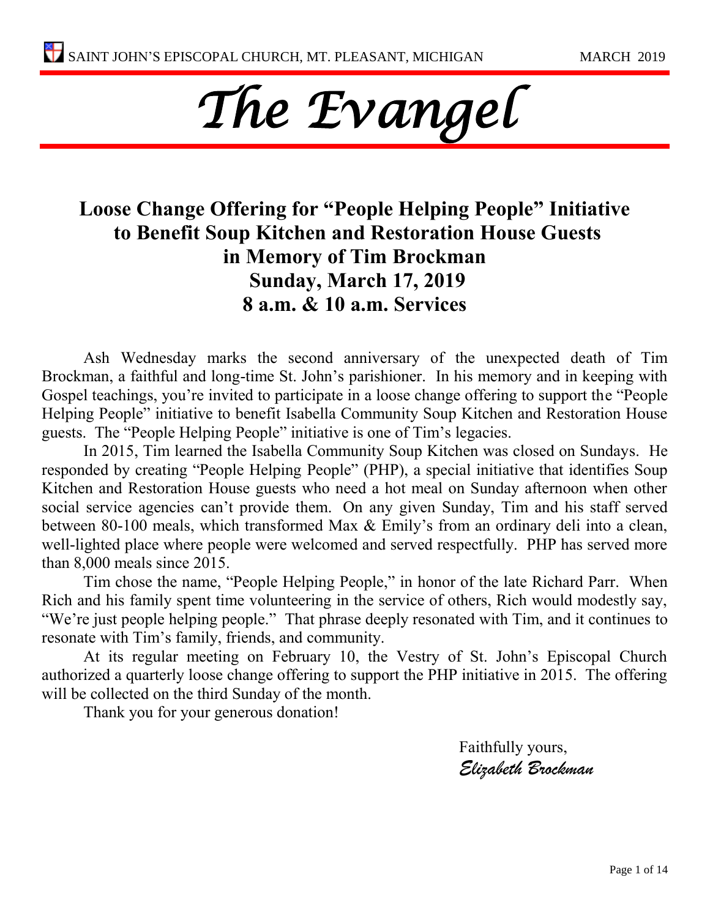SAINT JOHN'S EPISCOPAL CHURCH, MT. PLEASANT, MICHIGAN MARCH 2019

# *The Evangel*

## Loose Change Offering for "People Helping People" Initiative to Benefit Soup Kitchen and Restoration House Guests in Memory of Tim Brockman Sunday, March 17, 2019 8 a.m. & 10 a.m. Services

Ash Wednesday marks the second anniversary of the unexpected death of Tim Brockman, a faithful and long-time St. John's parishioner. In his memory and in keeping with Gospel teachings, you're invited to participate in a loose change offering to support the "People Helping People" initiative to benefit Isabella Community Soup Kitchen and Restoration House guests. The "People Helping People" initiative is one of Tim's legacies.

In 2015, Tim learned the Isabella Community Soup Kitchen was closed on Sundays. He responded by creating "People Helping People" (PHP), a special initiative that identifies Soup Kitchen and Restoration House guests who need a hot meal on Sunday afternoon when other social service agencies can't provide them. On any given Sunday, Tim and his staff served between 80-100 meals, which transformed Max & Emily's from an ordinary deli into a clean, well-lighted place where people were welcomed and served respectfully. PHP has served more than 8,000 meals since 2015.

Tim chose the name, "People Helping People," in honor of the late Richard Parr. When Rich and his family spent time volunteering in the service of others, Rich would modestly say, "We're just people helping people." That phrase deeply resonated with Tim, and it continues to resonate with Tim's family, friends, and community.

At its regular meeting on February 10, the Vestry of St. John's Episcopal Church authorized a quarterly loose change offering to support the PHP initiative in 2015. The offering will be collected on the third Sunday of the month.

Thank you for your generous donation!

Faithfully yours,
*Elizabeth Brockman*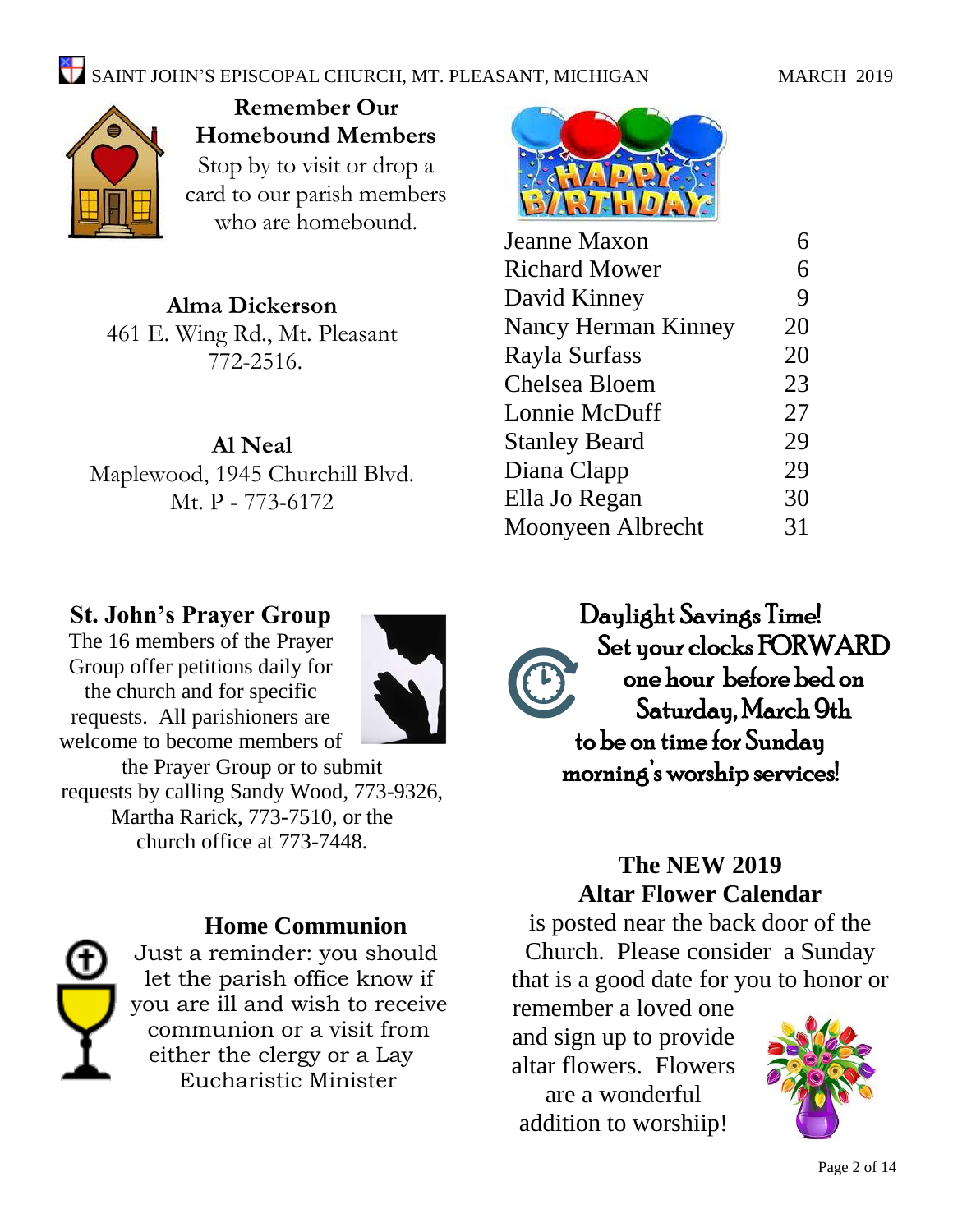## Remember Our Homebound Members

Stop by to visit or drop a card to our parish members who are homebound.

**Alma Dickerson**
461 E. Wing Rd., Mt. Pleasant
772-2516.

**Al Neal**
Maplewood, 1945 Churchill Blvd.
Mt. P - 773-6172

## St. John's Prayer Group

The 16 members of the Prayer Group offer petitions daily for the church and for specific requests. All parishioners are welcome to become members of the Prayer Group or to submit requests by calling Sandy Wood, 773-9326, Martha Rarick, 773-7510, or the church office at 773-7448.

## Home Communion

Just a reminder: you should let the parish office know if you are ill and wish to receive communion or a visit from either the clergy or a Lay Eucharistic Minister

## HAPPY BIRTHDAY

| | |
|---|---|
| Jeanne Maxon | 6 |
| Richard Mower | 6 |
| David Kinney | 9 |
| Nancy Herman Kinney | 20 |
| Rayla Surfass | 20 |
| Chelsea Bloem | 23 |
| Lonnie McDuff | 27 |
| Stanley Beard | 29 |
| Diana Clapp | 29 |
| Ella Jo Regan | 30 |
| Moonyeen Albrecht | 31 |

## Daylight Savings Time!

Set your clocks FORWARD one hour before bed on Saturday, March 9th to be on time for Sunday morning's worship services!

## The NEW 2019 Altar Flower Calendar

is posted near the back door of the Church. Please consider a Sunday that is a good date for you to honor or remember a loved one and sign up to provide altar flowers. Flowers are a wonderful addition to worshiip!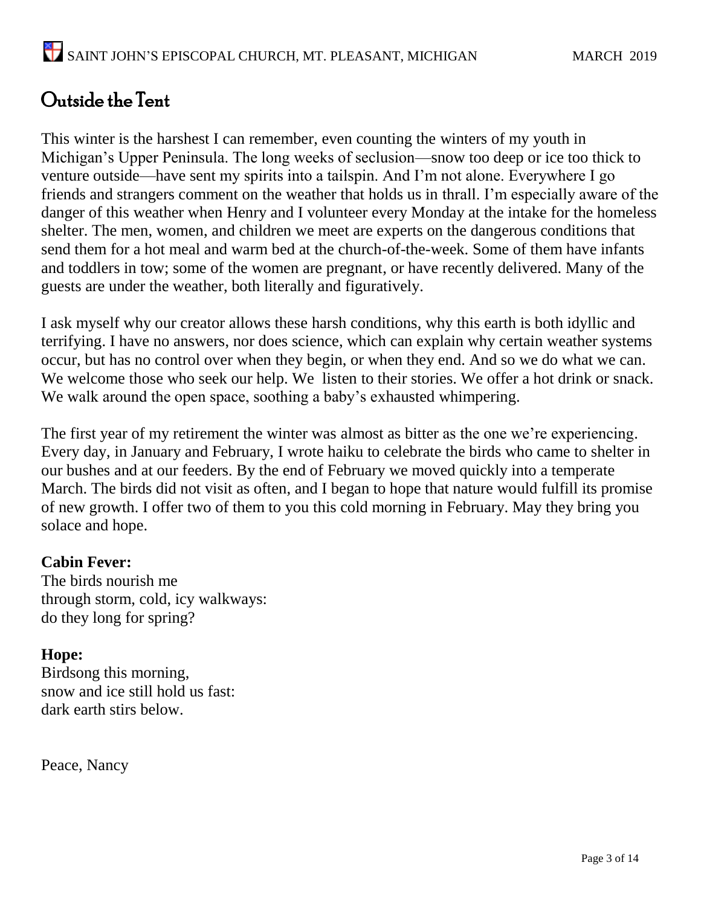# Outside the Tent

This winter is the harshest I can remember, even counting the winters of my youth in Michigan's Upper Peninsula. The long weeks of seclusion—snow too deep or ice too thick to venture outside—have sent my spirits into a tailspin. And I'm not alone. Everywhere I go friends and strangers comment on the weather that holds us in thrall. I'm especially aware of the danger of this weather when Henry and I volunteer every Monday at the intake for the homeless shelter. The men, women, and children we meet are experts on the dangerous conditions that send them for a hot meal and warm bed at the church-of-the-week. Some of them have infants and toddlers in tow; some of the women are pregnant, or have recently delivered. Many of the guests are under the weather, both literally and figuratively.

I ask myself why our creator allows these harsh conditions, why this earth is both idyllic and terrifying. I have no answers, nor does science, which can explain why certain weather systems occur, but has no control over when they begin, or when they end. And so we do what we can. We welcome those who seek our help. We listen to their stories. We offer a hot drink or snack. We walk around the open space, soothing a baby's exhausted whimpering.

The first year of my retirement the winter was almost as bitter as the one we're experiencing. Every day, in January and February, I wrote haiku to celebrate the birds who came to shelter in our bushes and at our feeders. By the end of February we moved quickly into a temperate March. The birds did not visit as often, and I began to hope that nature would fulfill its promise of new growth. I offer two of them to you this cold morning in February. May they bring you solace and hope.

**Cabin Fever:**
The birds nourish me
through storm, cold, icy walkways:
do they long for spring?

**Hope:**
Birdsong this morning,
snow and ice still hold us fast:
dark earth stirs below.

Peace, Nancy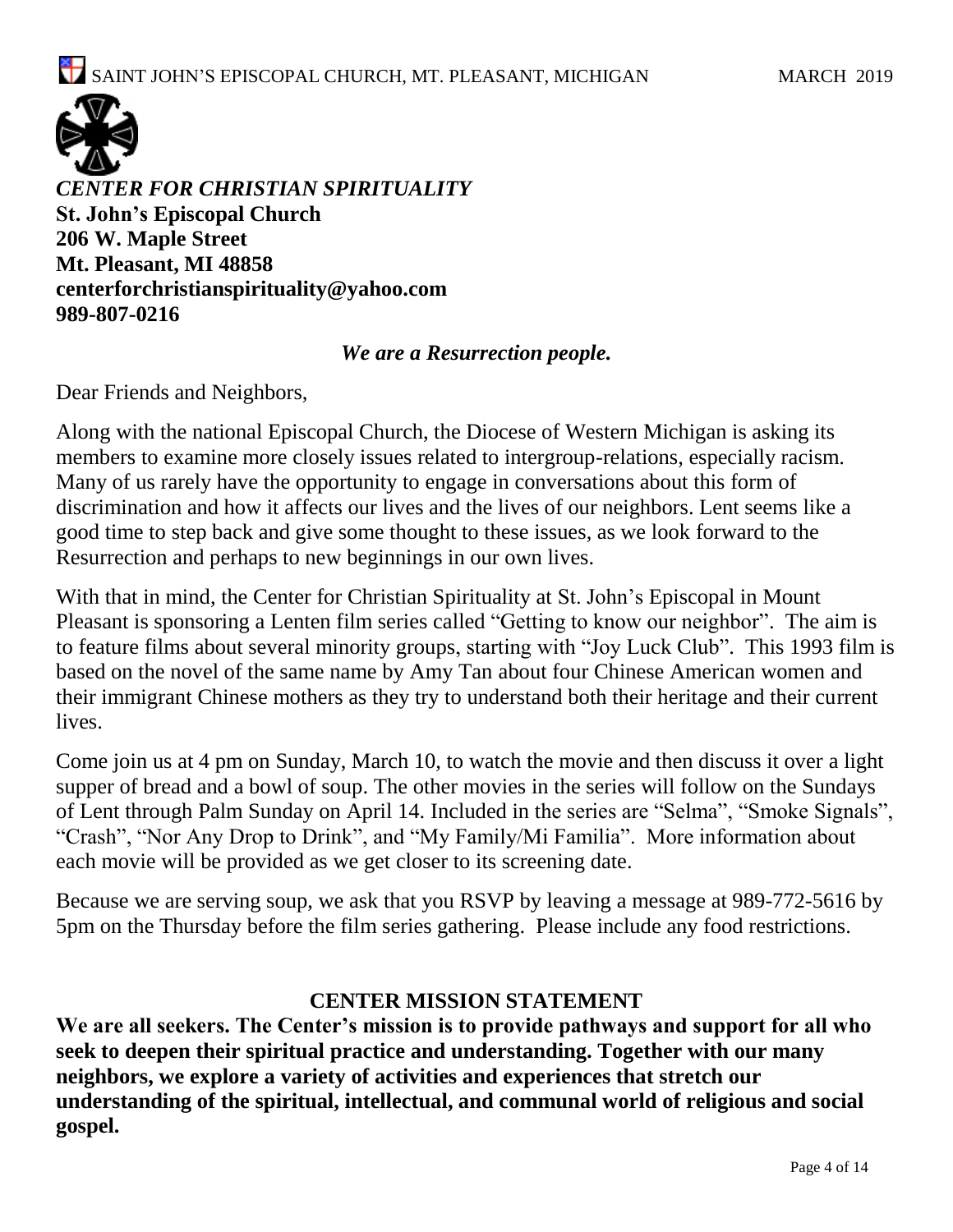*CENTER FOR CHRISTIAN SPIRITUALITY*
**St. John's Episcopal Church**
**206 W. Maple Street**
**Mt. Pleasant, MI 48858**
**centerforchristianspirituality@yahoo.com**
**989-807-0216**

***We are a Resurrection people.***

Dear Friends and Neighbors,

Along with the national Episcopal Church, the Diocese of Western Michigan is asking its members to examine more closely issues related to intergroup-relations, especially racism. Many of us rarely have the opportunity to engage in conversations about this form of discrimination and how it affects our lives and the lives of our neighbors. Lent seems like a good time to step back and give some thought to these issues, as we look forward to the Resurrection and perhaps to new beginnings in our own lives.

With that in mind, the Center for Christian Spirituality at St. John's Episcopal in Mount Pleasant is sponsoring a Lenten film series called "Getting to know our neighbor". The aim is to feature films about several minority groups, starting with "Joy Luck Club". This 1993 film is based on the novel of the same name by Amy Tan about four Chinese American women and their immigrant Chinese mothers as they try to understand both their heritage and their current lives.

Come join us at 4 pm on Sunday, March 10, to watch the movie and then discuss it over a light supper of bread and a bowl of soup. The other movies in the series will follow on the Sundays of Lent through Palm Sunday on April 14. Included in the series are "Selma", "Smoke Signals", "Crash", "Nor Any Drop to Drink", and "My Family/Mi Familia". More information about each movie will be provided as we get closer to its screening date.

Because we are serving soup, we ask that you RSVP by leaving a message at 989-772-5616 by 5pm on the Thursday before the film series gathering. Please include any food restrictions.

## CENTER MISSION STATEMENT

**We are all seekers. The Center's mission is to provide pathways and support for all who seek to deepen their spiritual practice and understanding. Together with our many neighbors, we explore a variety of activities and experiences that stretch our understanding of the spiritual, intellectual, and communal world of religious and social gospel.**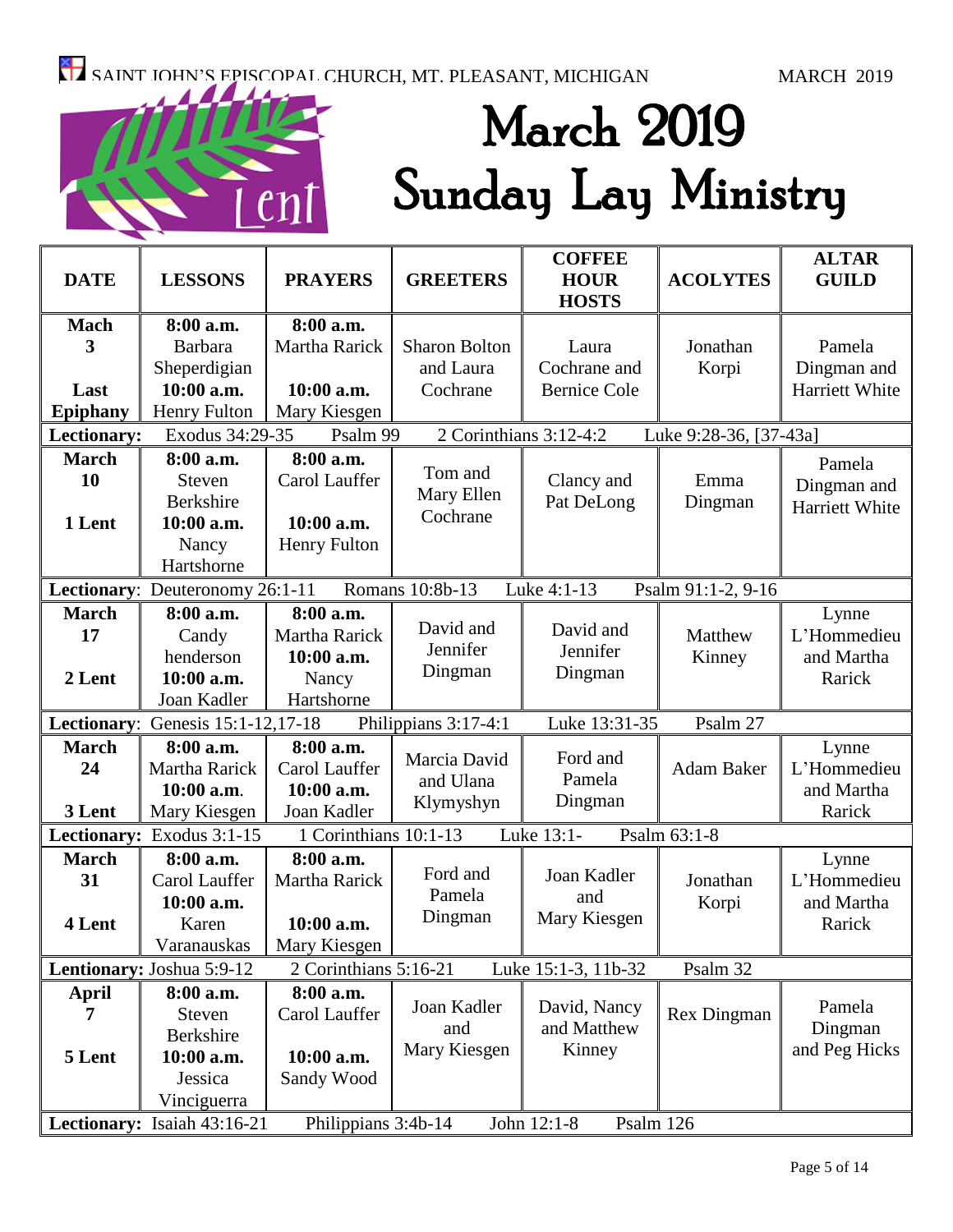SAINT JOHN'S EPISCOPAL CHURCH, MT. PLEASANT, MICHIGAN MARCH 2019

Lent

# March 2019 Sunday Lay Ministry

| DATE | LESSONS | PRAYERS | GREETERS | COFFEE HOUR HOSTS | ACOLYTES | ALTAR GUILD |
|---|---|---|---|---|---|---|
| **Mach 3** **Last Epiphany** | **8:00 a.m.** Barbara Sheperdigian **10:00 a.m.** Henry Fulton | **8:00 a.m.** Martha Rarick **10:00 a.m.** Mary Kiesgen | Sharon Bolton and Laura Cochrane | Laura Cochrane and Bernice Cole | Jonathan Korpi | Pamela Dingman and Harriett White |
| **Lectionary:** Exodus 34:29-35 Psalm 99 2 Corinthians 3:12-4:2 Luke 9:28-36, [37-43a] | | | | | | |
| **March 10** **1 Lent** | **8:00 a.m.** Steven Berkshire **10:00 a.m.** Nancy Hartshorne | **8:00 a.m.** Carol Lauffer **10:00 a.m.** Henry Fulton | Tom and Mary Ellen Cochrane | Clancy and Pat DeLong | Emma Dingman | Pamela Dingman and Harriett White |
| **Lectionary**: Deuteronomy 26:1-11 Romans 10:8b-13 Luke 4:1-13 Psalm 91:1-2, 9-16 | | | | | | |
| **March 17** **2 Lent** | **8:00 a.m.** Candy henderson **10:00 a.m.** Joan Kadler | **8:00 a.m.** Martha Rarick **10:00 a.m.** Nancy Hartshorne | David and Jennifer Dingman | David and Jennifer Dingman | Matthew Kinney | Lynne L'Hommedieu and Martha Rarick |
| **Lectionary**: Genesis 15:1-12,17-18 Philippians 3:17-4:1 Luke 13:31-35 Psalm 27 | | | | | | |
| **March 24** **3 Lent** | **8:00 a.m.** Martha Rarick **10:00 a.m.** Mary Kiesgen | **8:00 a.m.** Carol Lauffer **10:00 a.m.** Joan Kadler | Marcia David and Ulana Klymyshyn | Ford and Pamela Dingman | Adam Baker | Lynne L'Hommedieu and Martha Rarick |
| **Lectionary:** Exodus 3:1-15 1 Corinthians 10:1-13 Luke 13:1- Psalm 63:1-8 | | | | | | |
| **March 31** **4 Lent** | **8:00 a.m.** Carol Lauffer **10:00 a.m.** Karen Varanauskas | **8:00 a.m.** Martha Rarick **10:00 a.m.** Mary Kiesgen | Ford and Pamela Dingman | Joan Kadler and Mary Kiesgen | Jonathan Korpi | Lynne L'Hommedieu and Martha Rarick |
| **Lentionary:** Joshua 5:9-12 2 Corinthians 5:16-21 Luke 15:1-3, 11b-32 Psalm 32 | | | | | | |
| **April 7** **5 Lent** | **8:00 a.m.** Steven Berkshire **10:00 a.m.** Jessica Vinciguerra | **8:00 a.m.** Carol Lauffer **10:00 a.m.** Sandy Wood | Joan Kadler and Mary Kiesgen | David, Nancy and Matthew Kinney | Rex Dingman | Pamela Dingman and Peg Hicks |
| **Lectionary:** Isaiah 43:16-21 Philippians 3:4b-14 John 12:1-8 Psalm 126 | | | | | | |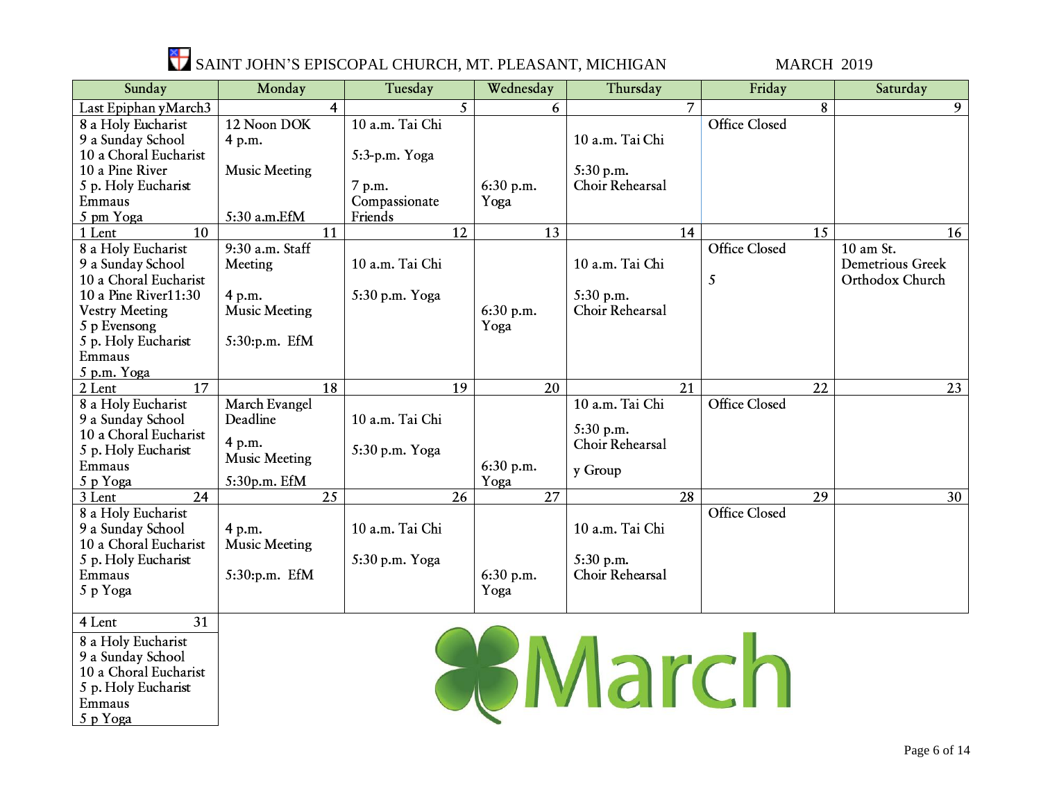# SAINT JOHN'S EPISCOPAL CHURCH, MT. PLEASANT, MICHIGAN — MARCH 2019

| Sunday | Monday | Tuesday | Wednesday | Thursday | Friday | Saturday |
|---|---|---|---|---|---|---|
| Last Epiphan yMarch3 | 4 | 5 | 6 | 7 | 8 | 9 |
| 8 a Holy Eucharist<br>9 a Sunday School<br>10 a Choral Eucharist<br>10 a Pine River<br>5 p. Holy Eucharist<br>Emmaus<br>5 pm Yoga | 12 Noon DOK<br>4 p.m.<br>Music Meeting<br>5:30 a.m.EfM | 10 a.m. Tai Chi<br>5:3-p.m. Yoga<br>7 p.m.<br>Compassionate Friends | 6:30 p.m.<br>Yoga | 10 a.m. Tai Chi<br>5:30 p.m.<br>Choir Rehearsal | Office Closed | |
| 1 Lent 10 | 11 | 12 | 13 | 14 | 15 | 16 |
| 8 a Holy Eucharist<br>9 a Sunday School<br>10 a Choral Eucharist<br>10 a Pine River11:30<br>Vestry Meeting<br>5 p Evensong<br>5 p. Holy Eucharist<br>Emmaus<br>5 p.m. Yoga | 9:30 a.m. Staff Meeting<br>4 p.m.<br>Music Meeting<br>5:30:p.m. EfM | 10 a.m. Tai Chi<br>5:30 p.m. Yoga | 6:30 p.m.<br>Yoga | 10 a.m. Tai Chi<br>5:30 p.m.<br>Choir Rehearsal | Office Closed<br>5 | 10 am St. Demetrious Greek Orthodox Church |
| 2 Lent 17 | 18 | 19 | 20 | 21 | 22 | 23 |
| 8 a Holy Eucharist<br>9 a Sunday School<br>10 a Choral Eucharist<br>5 p. Holy Eucharist<br>Emmaus<br>5 p Yoga | March Evangel Deadline<br>4 p.m.<br>Music Meeting<br>5:30p.m. EfM | 10 a.m. Tai Chi<br>5:30 p.m. Yoga | 6:30 p.m.<br>Yoga | 10 a.m. Tai Chi<br>5:30 p.m.<br>Choir Rehearsal<br>y Group | Office Closed | |
| 3 Lent 24 | 25 | 26 | 27 | 28 | 29 | 30 |
| 8 a Holy Eucharist<br>9 a Sunday School<br>10 a Choral Eucharist<br>5 p. Holy Eucharist<br>Emmaus<br>5 p Yoga | 4 p.m.<br>Music Meeting<br>5:30:p.m. EfM | 10 a.m. Tai Chi<br>5:30 p.m. Yoga | 6:30 p.m.<br>Yoga | 10 a.m. Tai Chi<br>5:30 p.m.<br>Choir Rehearsal | Office Closed | |
| 4 Lent 31 | | | | | | |
| 8 a Holy Eucharist<br>9 a Sunday School<br>10 a Choral Eucharist<br>5 p. Holy Eucharist<br>Emmaus<br>5 p Yoga | | | | | | |

March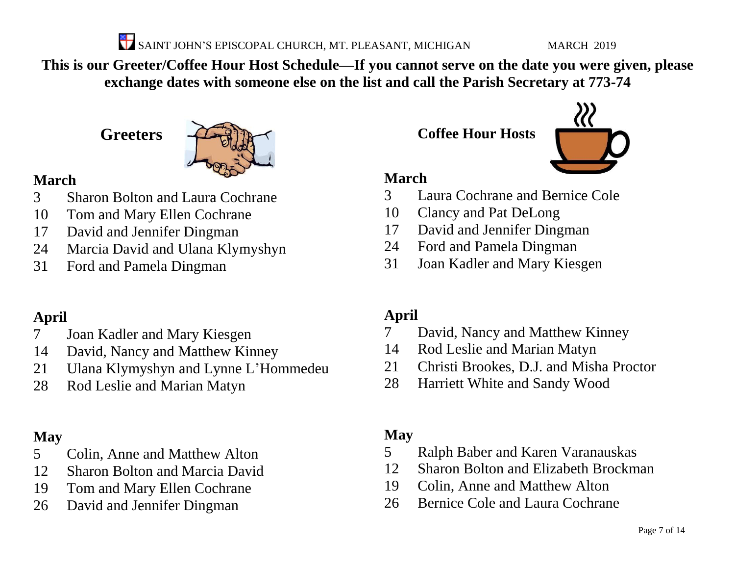This is our Greeter/Coffee Hour Host Schedule—If you cannot serve on the date you were given, please exchange dates with someone else on the list and call the Parish Secretary at 773-74

## Greeters

### March

3 Sharon Bolton and Laura Cochrane
10 Tom and Mary Ellen Cochrane
17 David and Jennifer Dingman
24 Marcia David and Ulana Klymyshyn
31 Ford and Pamela Dingman

### April

7 Joan Kadler and Mary Kiesgen
14 David, Nancy and Matthew Kinney
21 Ulana Klymyshyn and Lynne L'Hommedeu
28 Rod Leslie and Marian Matyn

### May

5 Colin, Anne and Matthew Alton
12 Sharon Bolton and Marcia David
19 Tom and Mary Ellen Cochrane
26 David and Jennifer Dingman

## Coffee Hour Hosts

### March

3 Laura Cochrane and Bernice Cole
10 Clancy and Pat DeLong
17 David and Jennifer Dingman
24 Ford and Pamela Dingman
31 Joan Kadler and Mary Kiesgen

### April

7 David, Nancy and Matthew Kinney
14 Rod Leslie and Marian Matyn
21 Christi Brookes, D.J. and Misha Proctor
28 Harriett White and Sandy Wood

### May

5 Ralph Baber and Karen Varanauskas
12 Sharon Bolton and Elizabeth Brockman
19 Colin, Anne and Matthew Alton
26 Bernice Cole and Laura Cochrane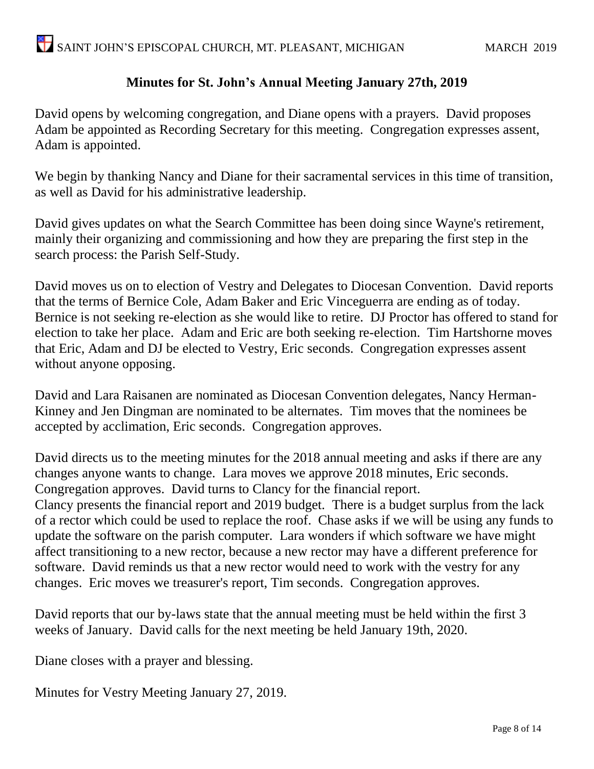## Minutes for St. John's Annual Meeting January 27th, 2019

David opens by welcoming congregation, and Diane opens with a prayers. David proposes Adam be appointed as Recording Secretary for this meeting. Congregation expresses assent, Adam is appointed.

We begin by thanking Nancy and Diane for their sacramental services in this time of transition, as well as David for his administrative leadership.

David gives updates on what the Search Committee has been doing since Wayne's retirement, mainly their organizing and commissioning and how they are preparing the first step in the search process: the Parish Self-Study.

David moves us on to election of Vestry and Delegates to Diocesan Convention. David reports that the terms of Bernice Cole, Adam Baker and Eric Vinceguerra are ending as of today. Bernice is not seeking re-election as she would like to retire. DJ Proctor has offered to stand for election to take her place. Adam and Eric are both seeking re-election. Tim Hartshorne moves that Eric, Adam and DJ be elected to Vestry, Eric seconds. Congregation expresses assent without anyone opposing.

David and Lara Raisanen are nominated as Diocesan Convention delegates, Nancy Herman-Kinney and Jen Dingman are nominated to be alternates. Tim moves that the nominees be accepted by acclimation, Eric seconds. Congregation approves.

David directs us to the meeting minutes for the 2018 annual meeting and asks if there are any changes anyone wants to change. Lara moves we approve 2018 minutes, Eric seconds. Congregation approves. David turns to Clancy for the financial report.
Clancy presents the financial report and 2019 budget. There is a budget surplus from the lack of a rector which could be used to replace the roof. Chase asks if we will be using any funds to update the software on the parish computer. Lara wonders if which software we have might affect transitioning to a new rector, because a new rector may have a different preference for software. David reminds us that a new rector would need to work with the vestry for any changes. Eric moves we treasurer's report, Tim seconds. Congregation approves.

David reports that our by-laws state that the annual meeting must be held within the first 3 weeks of January. David calls for the next meeting be held January 19th, 2020.

Diane closes with a prayer and blessing.

Minutes for Vestry Meeting January 27, 2019.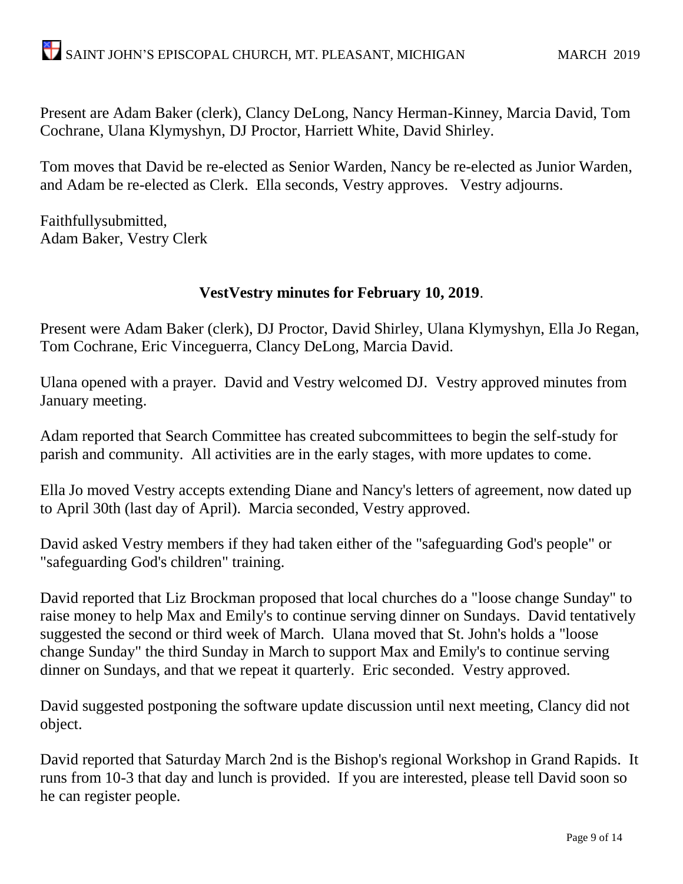Present are Adam Baker (clerk), Clancy DeLong, Nancy Herman-Kinney, Marcia David, Tom Cochrane, Ulana Klymyshyn, DJ Proctor, Harriett White, David Shirley.

Tom moves that David be re-elected as Senior Warden, Nancy be re-elected as Junior Warden, and Adam be re-elected as Clerk. Ella seconds, Vestry approves. Vestry adjourns.

Faithfullysubmitted,
Adam Baker, Vestry Clerk

**VestVestry minutes for February 10, 2019**.

Present were Adam Baker (clerk), DJ Proctor, David Shirley, Ulana Klymyshyn, Ella Jo Regan, Tom Cochrane, Eric Vinceguerra, Clancy DeLong, Marcia David.

Ulana opened with a prayer. David and Vestry welcomed DJ. Vestry approved minutes from January meeting.

Adam reported that Search Committee has created subcommittees to begin the self-study for parish and community. All activities are in the early stages, with more updates to come.

Ella Jo moved Vestry accepts extending Diane and Nancy's letters of agreement, now dated up to April 30th (last day of April). Marcia seconded, Vestry approved.

David asked Vestry members if they had taken either of the "safeguarding God's people" or "safeguarding God's children" training.

David reported that Liz Brockman proposed that local churches do a "loose change Sunday" to raise money to help Max and Emily's to continue serving dinner on Sundays. David tentatively suggested the second or third week of March. Ulana moved that St. John's holds a "loose change Sunday" the third Sunday in March to support Max and Emily's to continue serving dinner on Sundays, and that we repeat it quarterly. Eric seconded. Vestry approved.

David suggested postponing the software update discussion until next meeting, Clancy did not object.

David reported that Saturday March 2nd is the Bishop's regional Workshop in Grand Rapids. It runs from 10-3 that day and lunch is provided. If you are interested, please tell David soon so he can register people.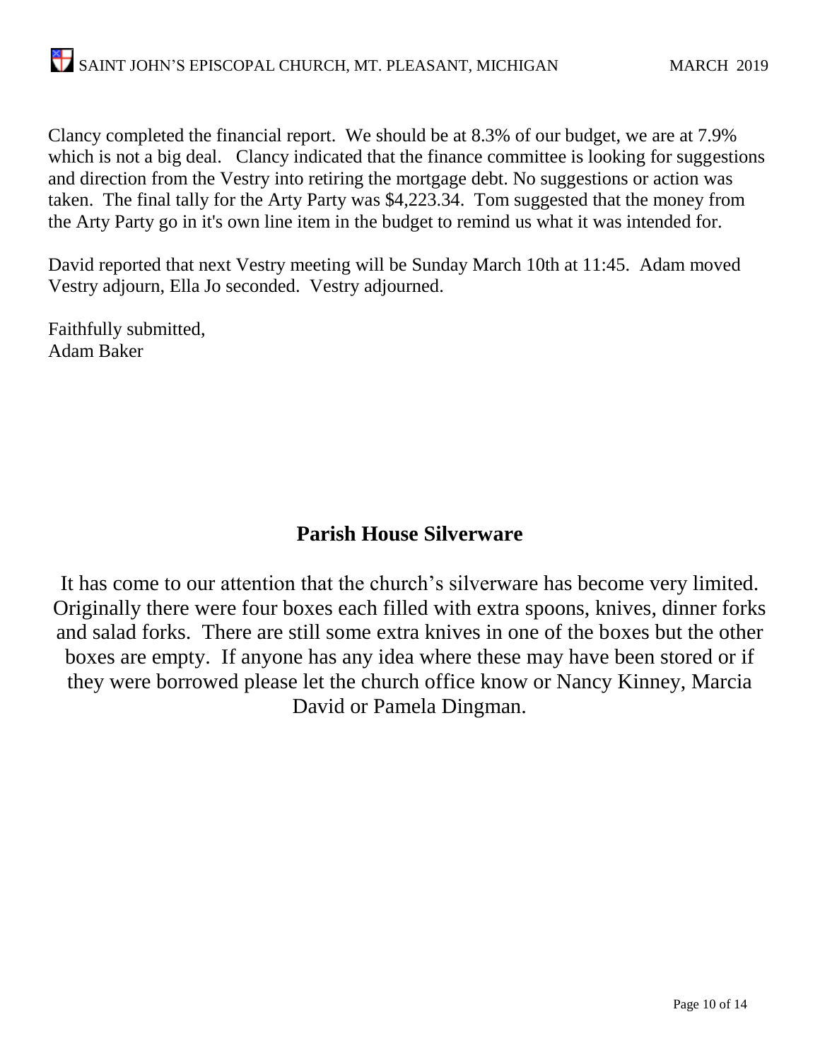Clancy completed the financial report. We should be at 8.3% of our budget, we are at 7.9% which is not a big deal. Clancy indicated that the finance committee is looking for suggestions and direction from the Vestry into retiring the mortgage debt. No suggestions or action was taken. The final tally for the Arty Party was $4,223.34. Tom suggested that the money from the Arty Party go in it's own line item in the budget to remind us what it was intended for.

David reported that next Vestry meeting will be Sunday March 10th at 11:45. Adam moved Vestry adjourn, Ella Jo seconded. Vestry adjourned.

Faithfully submitted,
Adam Baker

## Parish House Silverware

It has come to our attention that the church's silverware has become very limited. Originally there were four boxes each filled with extra spoons, knives, dinner forks and salad forks. There are still some extra knives in one of the boxes but the other boxes are empty. If anyone has any idea where these may have been stored or if they were borrowed please let the church office know or Nancy Kinney, Marcia David or Pamela Dingman.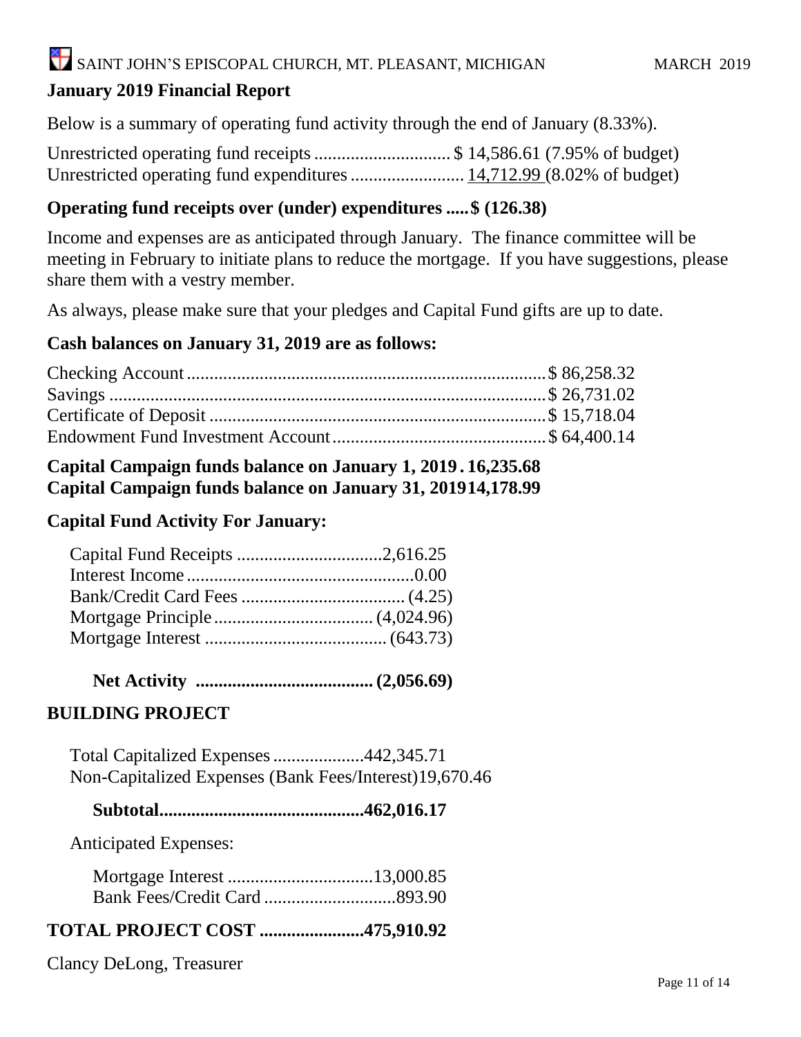## January 2019 Financial Report

Below is a summary of operating fund activity through the end of January (8.33%).

Unrestricted operating fund receipts .............................. $ 14,586.61 (7.95% of budget)
Unrestricted operating fund expenditures ......................... 14,712.99 (8.02% of budget)

**Operating fund receipts over (under) expenditures .....$ (126.38)**

Income and expenses are as anticipated through January. The finance committee will be meeting in February to initiate plans to reduce the mortgage. If you have suggestions, please share them with a vestry member.

As always, please make sure that your pledges and Capital Fund gifts are up to date.

**Cash balances on January 31, 2019 are as follows:**

| | |
|---|---|
| Checking Account | $ 86,258.32 |
| Savings | $ 26,731.02 |
| Certificate of Deposit | $ 15,718.04 |
| Endowment Fund Investment Account | $ 64,400.14 |

**Capital Campaign funds balance on January 1, 2019 . 16,235.68**
**Capital Campaign funds balance on January 31, 2019 14,178.99**

**Capital Fund Activity For January:**

| | |
|---|---|
| Capital Fund Receipts | 2,616.25 |
| Interest Income | 0.00 |
| Bank/Credit Card Fees | (4.25) |
| Mortgage Principle | (4,024.96) |
| Mortgage Interest | (643.73) |
| **Net Activity** | **(2,056.69)** |

## BUILDING PROJECT

| | |
|---|---|
| Total Capitalized Expenses | 442,345.71 |
| Non-Capitalized Expenses (Bank Fees/Interest) | 19,670.46 |
| **Subtotal** | **462,016.17** |

Anticipated Expenses:

| | |
|---|---|
| Mortgage Interest | 13,000.85 |
| Bank Fees/Credit Card | 893.90 |

**TOTAL PROJECT COST .......................475,910.92**

Clancy DeLong, Treasurer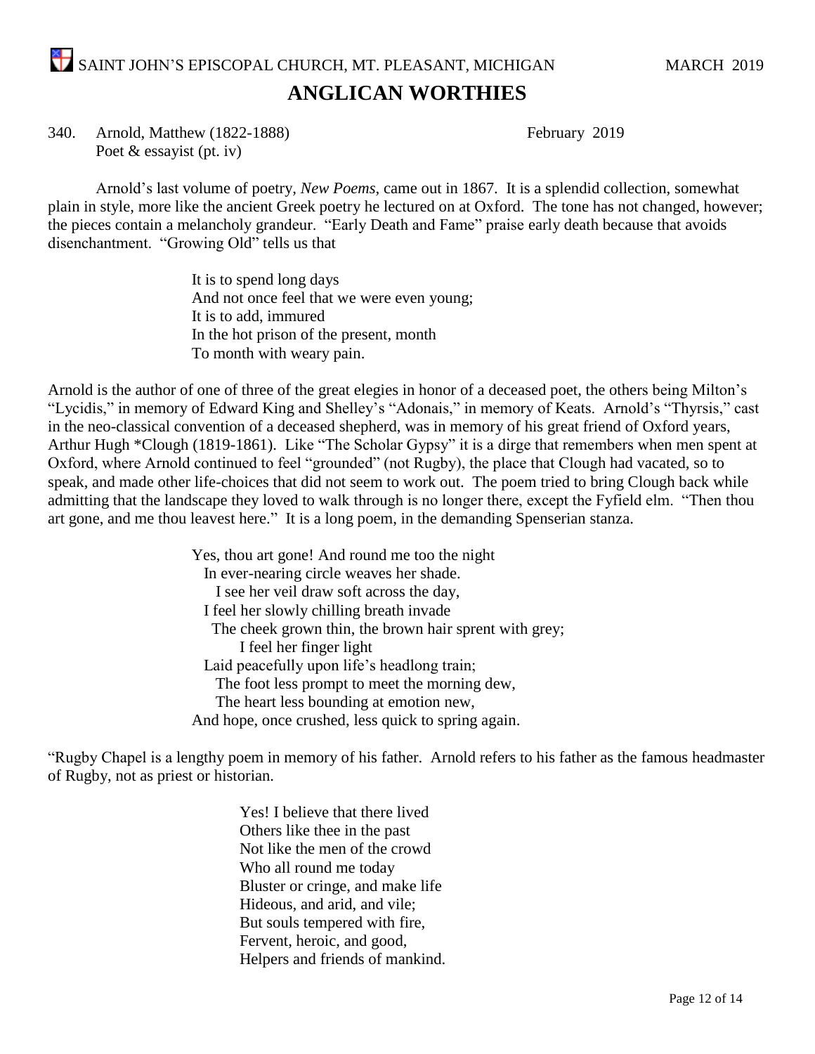# ANGLICAN WORTHIES

340. Arnold, Matthew (1822-1888) February 2019
Poet & essayist (pt. iv)

Arnold's last volume of poetry, *New Poems*, came out in 1867. It is a splendid collection, somewhat plain in style, more like the ancient Greek poetry he lectured on at Oxford. The tone has not changed, however; the pieces contain a melancholy grandeur. "Early Death and Fame" praise early death because that avoids disenchantment. "Growing Old" tells us that

> It is to spend long days
> And not once feel that we were even young;
> It is to add, immured
> In the hot prison of the present, month
> To month with weary pain.

Arnold is the author of one of three of the great elegies in honor of a deceased poet, the others being Milton's "Lycidis," in memory of Edward King and Shelley's "Adonais," in memory of Keats. Arnold's "Thyrsis," cast in the neo-classical convention of a deceased shepherd, was in memory of his great friend of Oxford years, Arthur Hugh *Clough (1819-1861). Like "The Scholar Gypsy" it is a dirge that remembers when men spent at Oxford, where Arnold continued to feel "grounded" (not Rugby), the place that Clough had vacated, so to speak, and made other life-choices that did not seem to work out. The poem tried to bring Clough back while admitting that the landscape they loved to walk through is no longer there, except the Fyfield elm. "Then thou art gone, and me thou leavest here." It is a long poem, in the demanding Spenserian stanza.

> Yes, thou art gone! And round me too the night
> In ever-nearing circle weaves her shade.
> I see her veil draw soft across the day,
> I feel her slowly chilling breath invade
> The cheek grown thin, the brown hair sprent with grey;
> I feel her finger light
> Laid peacefully upon life's headlong train;
> The foot less prompt to meet the morning dew,
> The heart less bounding at emotion new,
> And hope, once crushed, less quick to spring again.

"Rugby Chapel is a lengthy poem in memory of his father. Arnold refers to his father as the famous headmaster of Rugby, not as priest or historian.

> Yes! I believe that there lived
> Others like thee in the past
> Not like the men of the crowd
> Who all round me today
> Bluster or cringe, and make life
> Hideous, and arid, and vile;
> But souls tempered with fire,
> Fervent, heroic, and good,
> Helpers and friends of mankind.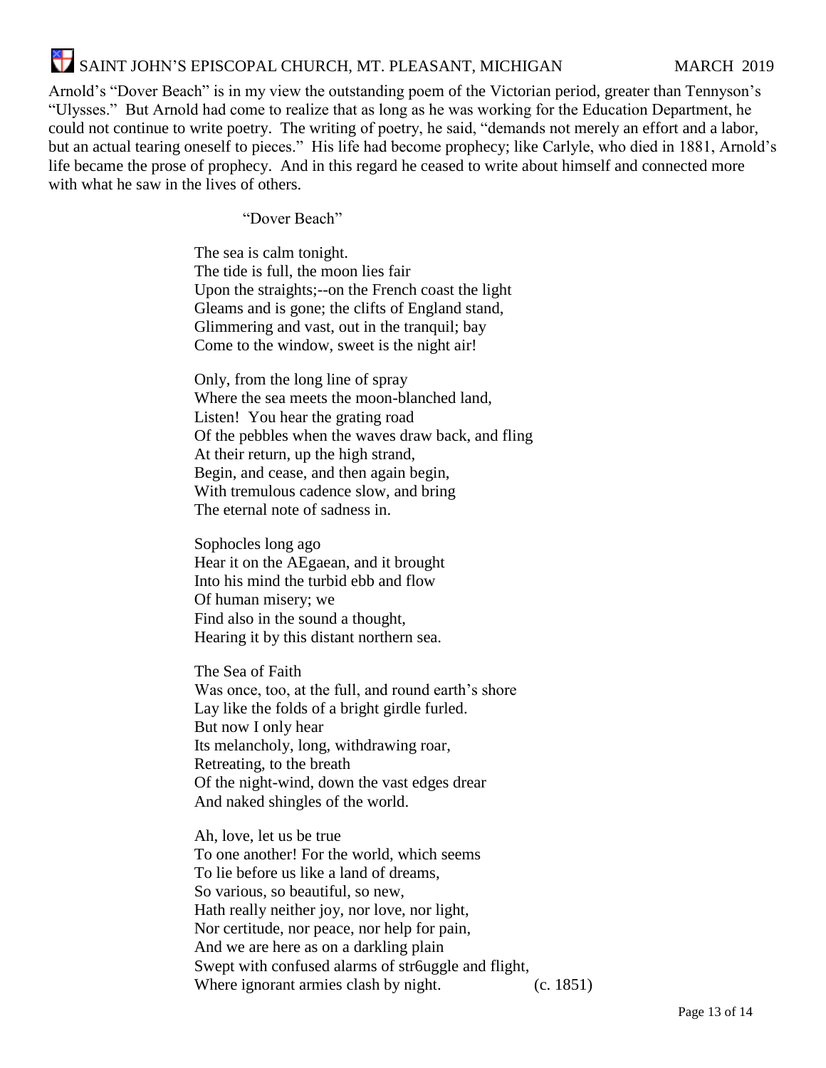Arnold's "Dover Beach" is in my view the outstanding poem of the Victorian period, greater than Tennyson's "Ulysses." But Arnold had come to realize that as long as he was working for the Education Department, he could not continue to write poetry. The writing of poetry, he said, "demands not merely an effort and a labor, but an actual tearing oneself to pieces." His life had become prophecy; like Carlyle, who died in 1881, Arnold's life became the prose of prophecy. And in this regard he ceased to write about himself and connected more with what he saw in the lives of others.

"Dover Beach"

The sea is calm tonight.  
The tide is full, the moon lies fair  
Upon the straights;--on the French coast the light  
Gleams and is gone; the clifts of England stand,  
Glimmering and vast, out in the tranquil; bay  
Come to the window, sweet is the night air!

Only, from the long line of spray  
Where the sea meets the moon-blanched land,  
Listen! You hear the grating road  
Of the pebbles when the waves draw back, and fling  
At their return, up the high strand,  
Begin, and cease, and then again begin,  
With tremulous cadence slow, and bring  
The eternal note of sadness in.

Sophocles long ago  
Hear it on the AEgaean, and it brought  
Into his mind the turbid ebb and flow  
Of human misery; we  
Find also in the sound a thought,  
Hearing it by this distant northern sea.

The Sea of Faith  
Was once, too, at the full, and round earth's shore  
Lay like the folds of a bright girdle furled.  
But now I only hear  
Its melancholy, long, withdrawing roar,  
Retreating, to the breath  
Of the night-wind, down the vast edges drear  
And naked shingles of the world.

Ah, love, let us be true  
To one another! For the world, which seems  
To lie before us like a land of dreams,  
So various, so beautiful, so new,  
Hath really neither joy, nor love, nor light,  
Nor certitude, nor peace, nor help for pain,  
And we are here as on a darkling plain  
Swept with confused alarms of str6uggle and flight,  
Where ignorant armies clash by night. (c. 1851)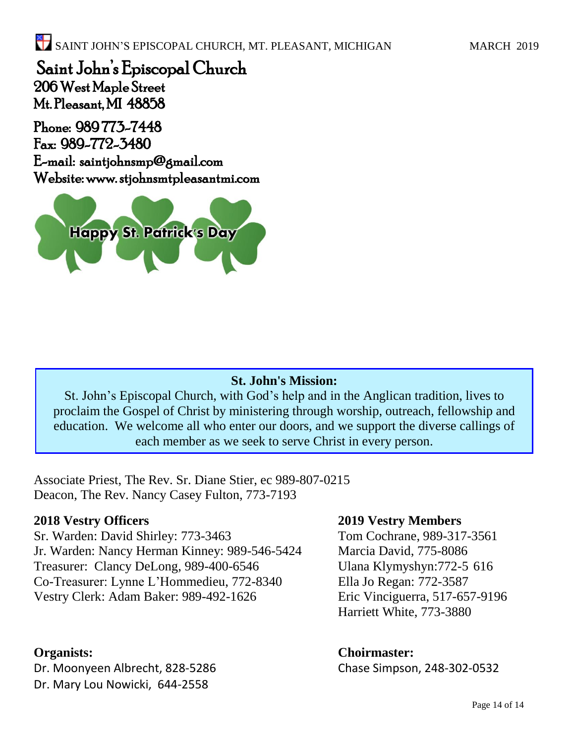# Saint John's Episcopal Church

206 West Maple Street
Mt. Pleasant, MI 48858

Phone: 989 773-7448
Fax: 989-772-3480
E-mail: saintjohnsmp@gmail.com
Website: www.stjohnsmtpleasantmi.com

Happy St. Patrick's Day

**St. John's Mission:**

St. John's Episcopal Church, with God's help and in the Anglican tradition, lives to proclaim the Gospel of Christ by ministering through worship, outreach, fellowship and education. We welcome all who enter our doors, and we support the diverse callings of each member as we seek to serve Christ in every person.

Associate Priest, The Rev. Sr. Diane Stier, ec 989-807-0215
Deacon, The Rev. Nancy Casey Fulton, 773-7193

**2018 Vestry Officers**

Sr. Warden: David Shirley: 773-3463
Jr. Warden: Nancy Herman Kinney: 989-546-5424
Treasurer: Clancy DeLong, 989-400-6546
Co-Treasurer: Lynne L'Hommedieu, 772-8340
Vestry Clerk: Adam Baker: 989-492-1626

**2019 Vestry Members**

Tom Cochrane, 989-317-3561
Marcia David, 775-8086
Ulana Klymyshyn:772-5 616
Ella Jo Regan: 772-3587
Eric Vinciguerra, 517-657-9196
Harriett White, 773-3880

**Organists:**

Dr. Moonyeen Albrecht, 828-5286
Dr. Mary Lou Nowicki, 644-2558

**Choirmaster:**

Chase Simpson, 248-302-0532